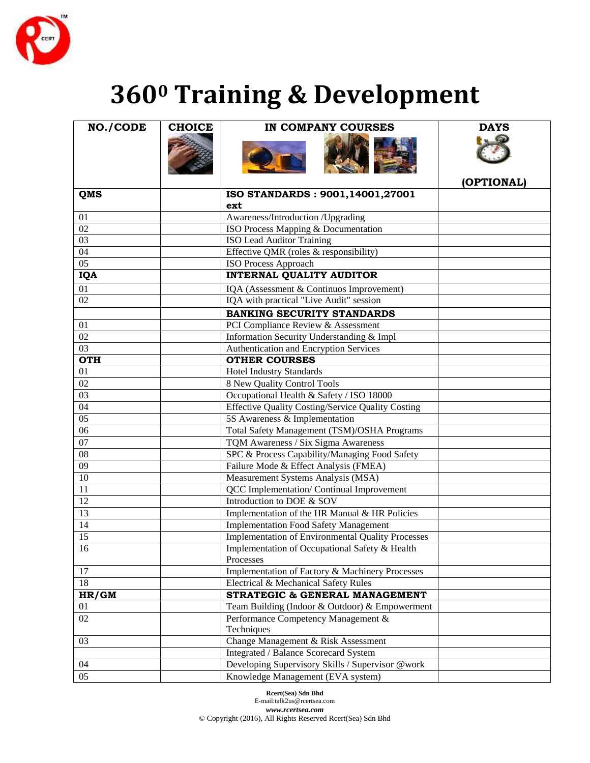# 360⁰ Training & Development

| NO./CODE | CHOICE | IN COMPANY COURSES | DAYS (OPTIONAL) |
|---|---|---|---|
| **QMS** | | **ISO STANDARDS : 9001,14001,27001 ext** | |
| 01 | | Awareness/Introduction /Upgrading | |
| 02 | | ISO Process Mapping & Documentation | |
| 03 | | ISO Lead Auditor Training | |
| 04 | | Effective QMR (roles & responsibility) | |
| 05 | | ISO Process Approach | |
| **IQA** | | **INTERNAL QUALITY AUDITOR** | |
| 01 | | IQA (Assessment & Continuos Improvement) | |
| 02 | | IQA with practical "Live Audit" session | |
| | | **BANKING SECURITY STANDARDS** | |
| 01 | | PCI Compliance Review & Assessment | |
| 02 | | Information Security Understanding & Impl | |
| 03 | | Authentication and Encryption Services | |
| **OTH** | | **OTHER COURSES** | |
| 01 | | Hotel Industry Standards | |
| 02 | | 8 New Quality Control Tools | |
| 03 | | Occupational Health & Safety / ISO 18000 | |
| 04 | | Effective Quality Costing/Service Quality Costing | |
| 05 | | 5S Awareness & Implementation | |
| 06 | | Total Safety Management (TSM)/OSHA Programs | |
| 07 | | TQM Awareness / Six Sigma Awareness | |
| 08 | | SPC & Process Capability/Managing Food Safety | |
| 09 | | Failure Mode & Effect Analysis (FMEA) | |
| 10 | | Measurement Systems Analysis (MSA) | |
| 11 | | QCC Implementation/ Continual Improvement | |
| 12 | | Introduction to DOE & SOV | |
| 13 | | Implementation of the HR Manual & HR Policies | |
| 14 | | Implementation Food Safety Management | |
| 15 | | Implementation of Environmental Quality Processes | |
| 16 | | Implementation of Occupational Safety & Health Processes | |
| 17 | | Implementation of Factory & Machinery Processes | |
| 18 | | Electrical & Mechanical Safety Rules | |
| **HR/GM** | | **STRATEGIC & GENERAL MANAGEMENT** | |
| 01 | | Team Building (Indoor & Outdoor) & Empowerment | |
| 02 | | Performance Competency Management & Techniques | |
| 03 | | Change Management & Risk Assessment | |
| | | Integrated / Balance Scorecard System | |
| 04 | | Developing Supervisory Skills / Supervisor @work | |
| 05 | | Knowledge Management (EVA system) | |

**Rcert(Sea) Sdn Bhd**
E-mail:talk2us@rcertsea.com
***www.rcertsea.com***
© Copyright (2016), All Rights Reserved Rcert(Sea) Sdn Bhd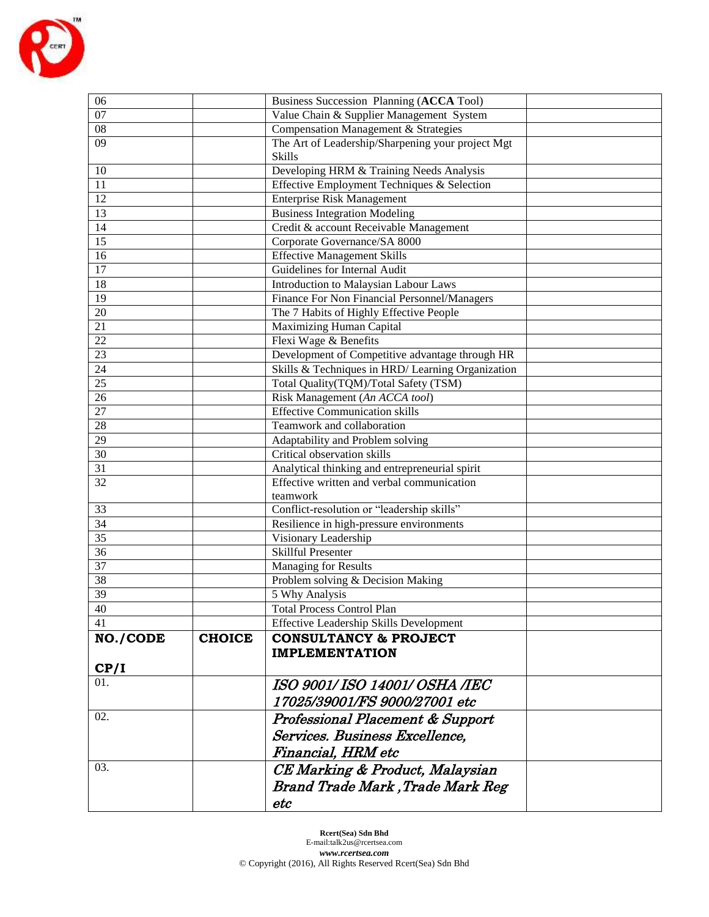| 06 | | Business Succession Planning (**ACCA** Tool) | |
|---|---|---|---|
| 07 | | Value Chain & Supplier Management System | |
| 08 | | Compensation Management & Strategies | |
| 09 | | The Art of Leadership/Sharpening your project Mgt Skills | |
| 10 | | Developing HRM & Training Needs Analysis | |
| 11 | | Effective Employment Techniques & Selection | |
| 12 | | Enterprise Risk Management | |
| 13 | | Business Integration Modeling | |
| 14 | | Credit & account Receivable Management | |
| 15 | | Corporate Governance/SA 8000 | |
| 16 | | Effective Management Skills | |
| 17 | | Guidelines for Internal Audit | |
| 18 | | Introduction to Malaysian Labour Laws | |
| 19 | | Finance For Non Financial Personnel/Managers | |
| 20 | | The 7 Habits of Highly Effective People | |
| 21 | | Maximizing Human Capital | |
| 22 | | Flexi Wage & Benefits | |
| 23 | | Development of Competitive advantage through HR | |
| 24 | | Skills & Techniques in HRD/ Learning Organization | |
| 25 | | Total Quality(TQM)/Total Safety (TSM) | |
| 26 | | Risk Management (*An ACCA tool*) | |
| 27 | | Effective Communication skills | |
| 28 | | Teamwork and collaboration | |
| 29 | | Adaptability and Problem solving | |
| 30 | | Critical observation skills | |
| 31 | | Analytical thinking and entrepreneurial spirit | |
| 32 | | Effective written and verbal communication teamwork | |
| 33 | | Conflict-resolution or "leadership skills" | |
| 34 | | Resilience in high-pressure environments | |
| 35 | | Visionary Leadership | |
| 36 | | Skillful Presenter | |
| 37 | | Managing for Results | |
| 38 | | Problem solving & Decision Making | |
| 39 | | 5 Why Analysis | |
| 40 | | Total Process Control Plan | |
| 41 | | Effective Leadership Skills Development | |
| **NO./CODE CP/I** | **CHOICE** | **CONSULTANCY & PROJECT IMPLEMENTATION** | |
| 01. | | ***ISO 9001/ ISO 14001/ OSHA /IEC 17025/39001/FS 9000/27001 etc*** | |
| 02. | | ***Professional Placement & Support Services. Business Excellence, Financial, HRM etc*** | |
| 03. | | ***CE Marking & Product, Malaysian Brand Trade Mark ,Trade Mark Reg etc*** | |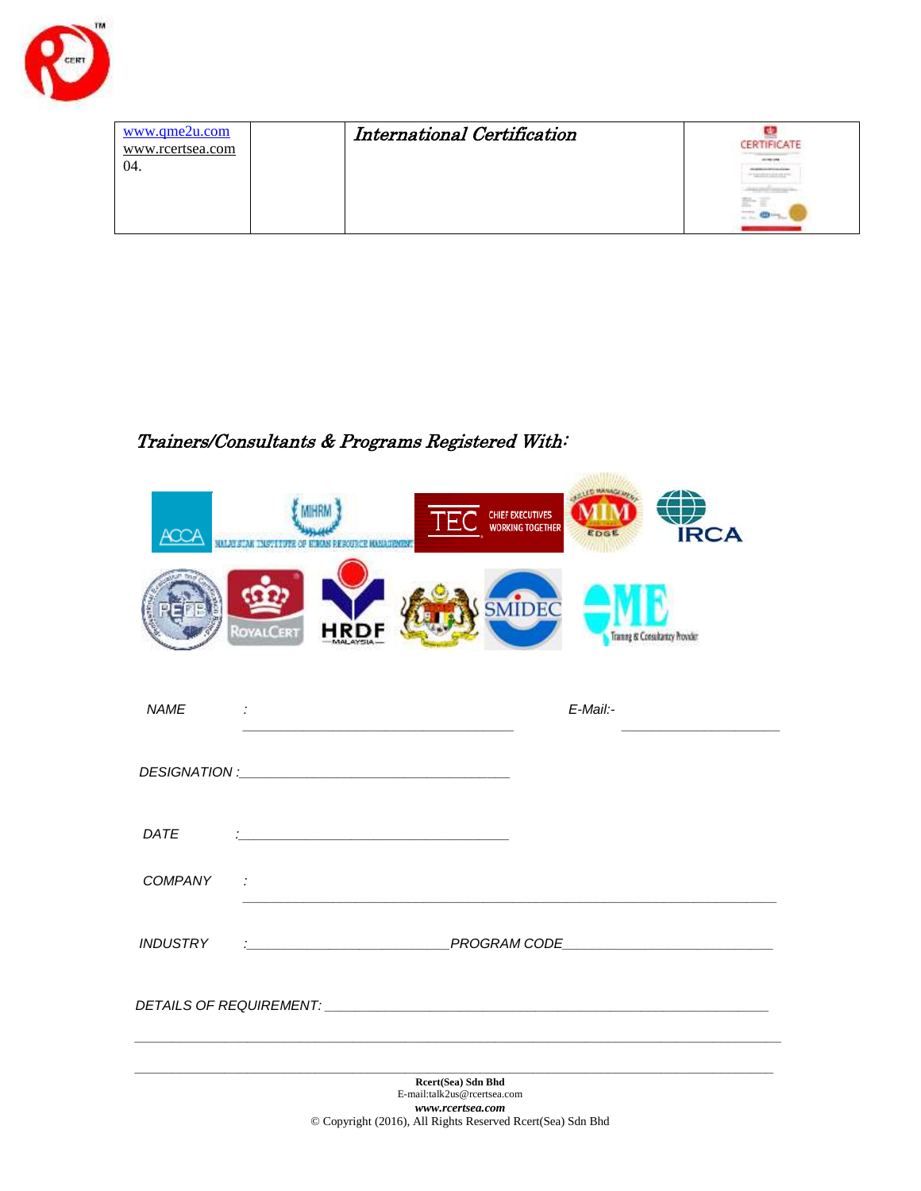| www.qme2u.com<br>www.rcertsea.com<br>04. | | *International Certification* | |
|---|---|---|---|

## *Trainers/Consultants & Programs Registered With:*

NAME : ____________________________________ E-Mail:- ______________________

DESIGNATION :____________________________________

DATE :____________________________________

COMPANY : ________________________________________________________________________

INDUSTRY :___________________________PROGRAM CODE_____________________________

DETAILS OF REQUIREMENT: ____________________________________________________________

______________________________________________________________________________________

______________________________________________________________________________________

**Rcert(Sea) Sdn Bhd**
E-mail:talk2us@rcertsea.com
***www.rcertsea.com***
© Copyright (2016), All Rights Reserved Rcert(Sea) Sdn Bhd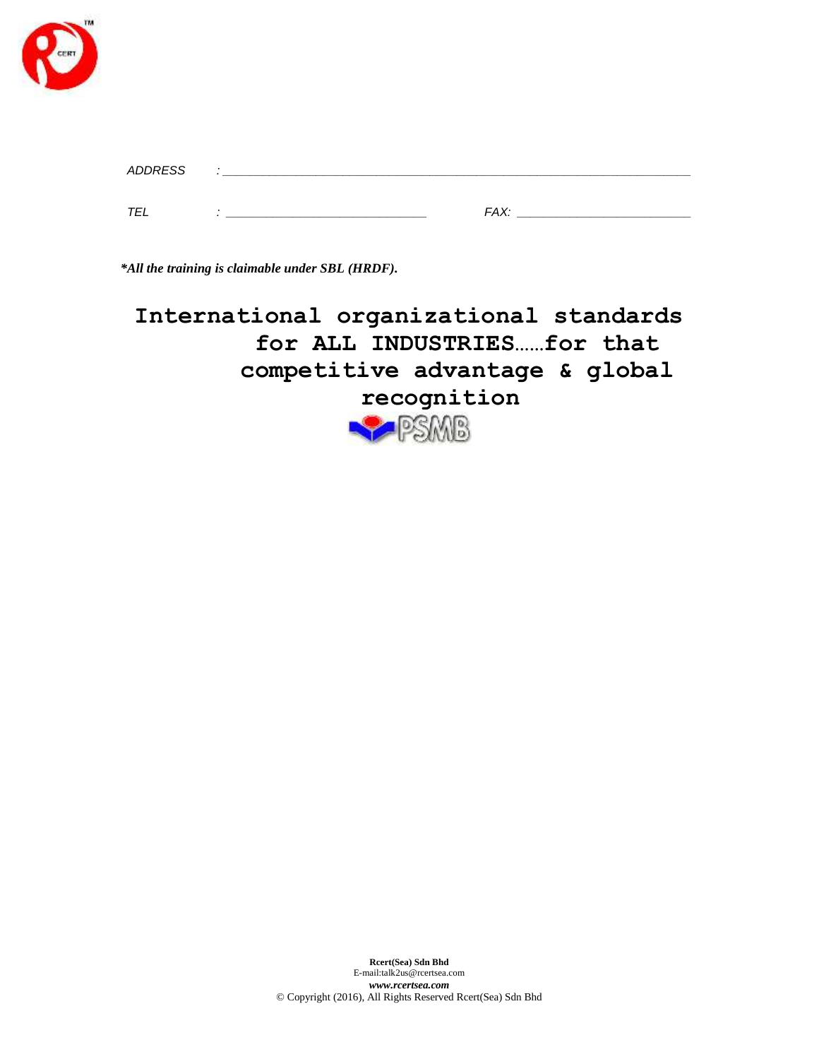ADDRESS : ___________________________________________________________________________

TEL : _______________________________ FAX: ___________________________

***All the training is claimable under SBL (HRDF).***

**International organizational standards for ALL INDUSTRIES……for that competitive advantage & global recognition**

**Rcert(Sea) Sdn Bhd**
E-mail:talk2us@rcertsea.com
***www.rcertsea.com***
© Copyright (2016), All Rights Reserved Rcert(Sea) Sdn Bhd